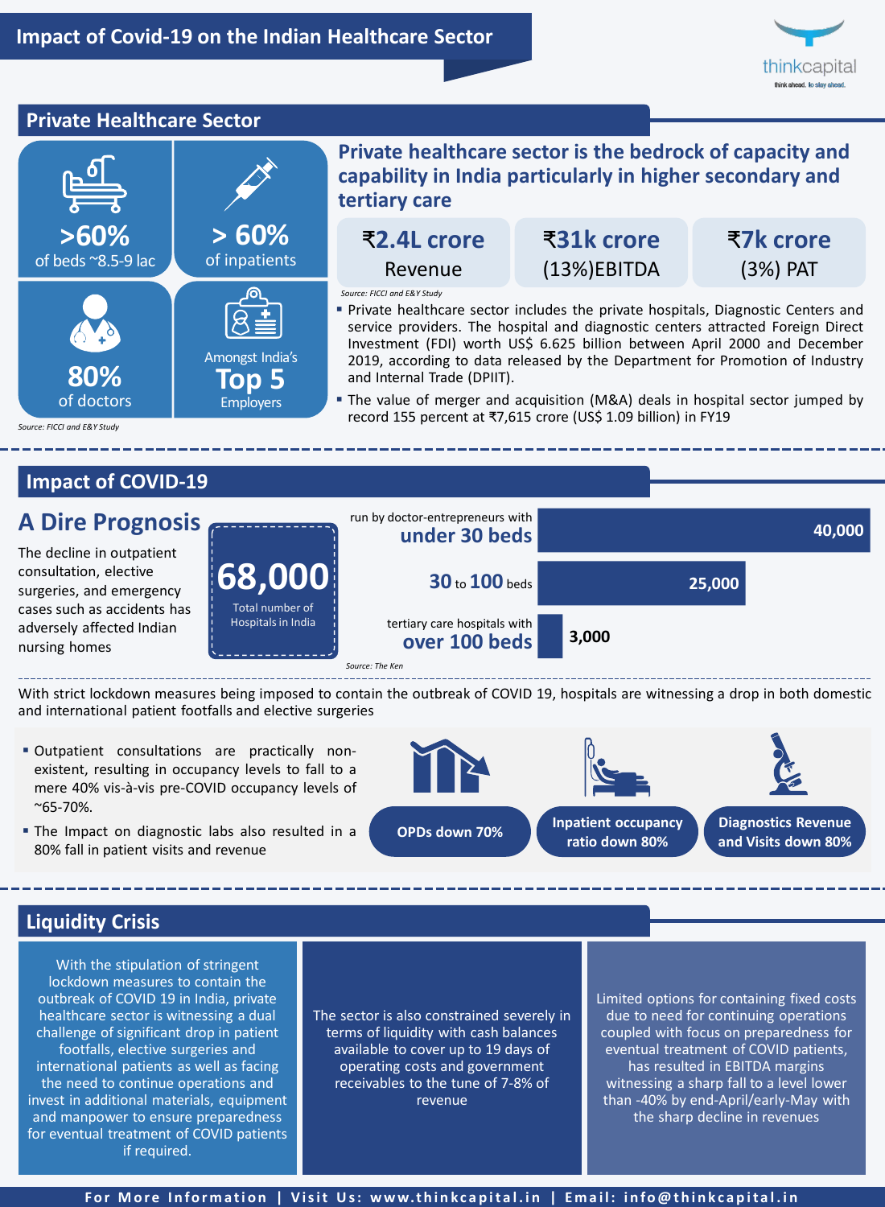# Impact of Covid-19 on the Indian Healthcare Sector

thinkcapital
think ahead. to stay ahead.

## Private Healthcare Sector

- **>60%** of beds ~8.5-9 lac
- **> 60%** of inpatients
- **80%** of doctors
- Amongst India's **Top 5** Employers

*Source: FICCI and E&Y Study*

### Private healthcare sector is the bedrock of capacity and capability in India particularly in higher secondary and tertiary care

| ₹2.4L crore | ₹31k crore | ₹7k crore |
|---|---|---|
| Revenue | (13%)EBITDA | (3%) PAT |

*Source: FICCI and E&Y Study*

- Private healthcare sector includes the private hospitals, Diagnostic Centers and service providers. The hospital and diagnostic centers attracted Foreign Direct Investment (FDI) worth US$ 6.625 billion between April 2000 and December 2019, according to data released by the Department for Promotion of Industry and Internal Trade (DPIIT).
- The value of merger and acquisition (M&A) deals in hospital sector jumped by record 155 percent at ₹7,615 crore (US$ 1.09 billion) in FY19

## Impact of COVID-19

### A Dire Prognosis

The decline in outpatient consultation, elective surgeries, and emergency cases such as accidents has adversely affected Indian nursing homes

**68,000** Total number of Hospitals in India

| Category | Number |
|---|---|
| run by doctor-entrepreneurs with under 30 beds | 40,000 |
| 30 to 100 beds | 25,000 |
| tertiary care hospitals with over 100 beds | 3,000 |

*Source: The Ken*

With strict lockdown measures being imposed to contain the outbreak of COVID 19, hospitals are witnessing a drop in both domestic and international patient footfalls and elective surgeries

- Outpatient consultations are practically non-existent, resulting in occupancy levels to fall to a mere 40% vis-à-vis pre-COVID occupancy levels of ~65-70%.
- The Impact on diagnostic labs also resulted in a 80% fall in patient visits and revenue

**OPDs down 70%**

**Inpatient occupancy ratio down 80%**

**Diagnostics Revenue and Visits down 80%**

## Liquidity Crisis

With the stipulation of stringent lockdown measures to contain the outbreak of COVID 19 in India, private healthcare sector is witnessing a dual challenge of significant drop in patient footfalls, elective surgeries and international patients as well as facing the need to continue operations and invest in additional materials, equipment and manpower to ensure preparedness for eventual treatment of COVID patients if required.

The sector is also constrained severely in terms of liquidity with cash balances available to cover up to 19 days of operating costs and government receivables to the tune of 7-8% of revenue

Limited options for containing fixed costs due to need for continuing operations coupled with focus on preparedness for eventual treatment of COVID patients, has resulted in EBITDA margins witnessing a sharp fall to a level lower than -40% by end-April/early-May with the sharp decline in revenues

**For More Information | Visit Us: www.thinkcapital.in | Email: info@thinkcapital.in**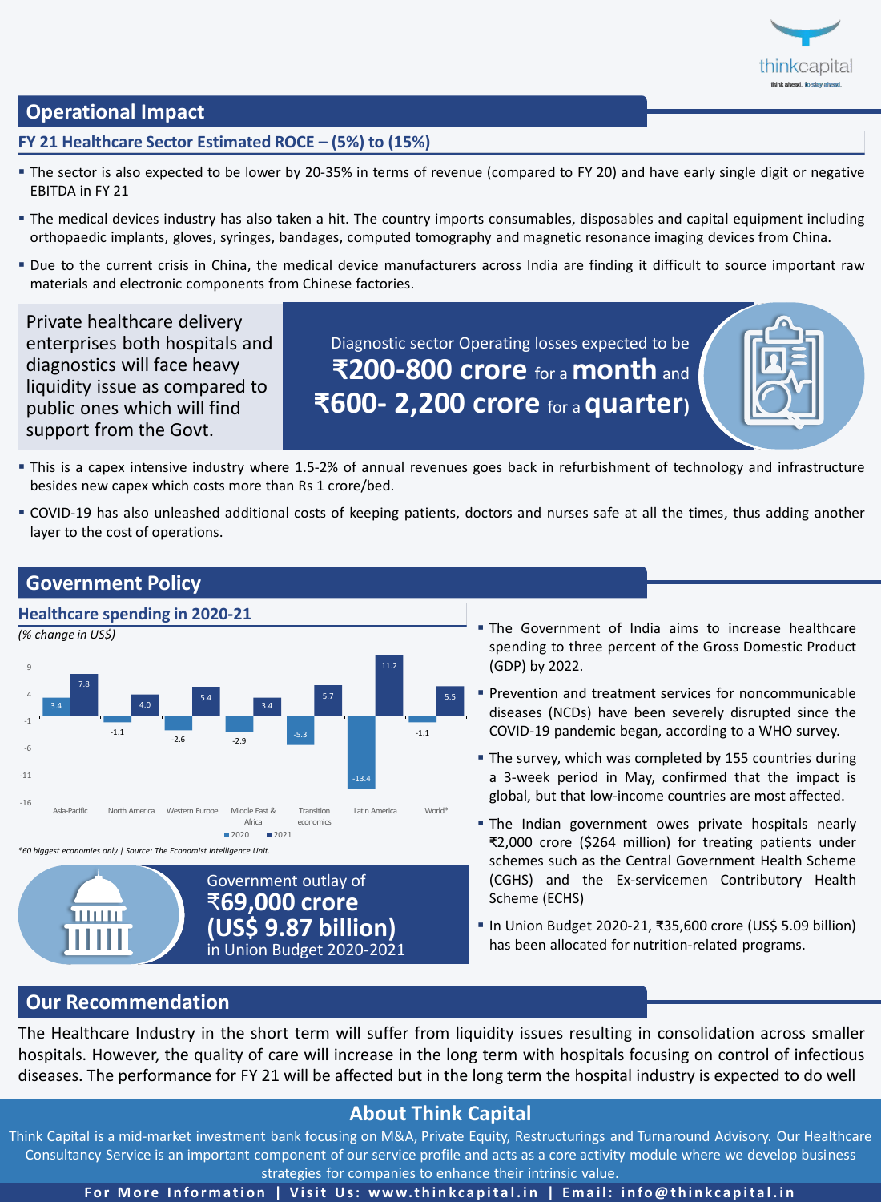## Operational Impact

### FY 21 Healthcare Sector Estimated ROCE – (5%) to (15%)

- The sector is also expected to be lower by 20-35% in terms of revenue (compared to FY 20) and have early single digit or negative EBITDA in FY 21
- The medical devices industry has also taken a hit. The country imports consumables, disposables and capital equipment including orthopaedic implants, gloves, syringes, bandages, computed tomography and magnetic resonance imaging devices from China.
- Due to the current crisis in China, the medical device manufacturers across India are finding it difficult to source important raw materials and electronic components from Chinese factories.

Private healthcare delivery enterprises both hospitals and diagnostics will face heavy liquidity issue as compared to public ones which will find support from the Govt.

Diagnostic sector Operating losses expected to be **₹200-800 crore** for a **month** and **₹600- 2,200 crore** for a **quarter**)

- This is a capex intensive industry where 1.5-2% of annual revenues goes back in refurbishment of technology and infrastructure besides new capex which costs more than Rs 1 crore/bed.
- COVID-19 has also unleashed additional costs of keeping patients, doctors and nurses safe at all the times, thus adding another layer to the cost of operations.

## Government Policy

### Healthcare spending in 2020-21

*(% change in US$)*

9
4
-1
-6
-11
-16

Asia-Pacific: 3.4, 7.8
North America: -1.1, 4.0
Western Europe: -2.6, 5.4
Middle East & Africa: -2.9, 3.4
Transition economics: -5.3, 5.7
Latin America: -13.4, 11.2
World*: -1.1, 5.5

2020 | 2021

*\*60 biggest economies only | Source: The Economist Intelligence Unit.*

Government outlay of **₹69,000 crore (US$ 9.87 billion)** in Union Budget 2020-2021

- The Government of India aims to increase healthcare spending to three percent of the Gross Domestic Product (GDP) by 2022.
- Prevention and treatment services for noncommunicable diseases (NCDs) have been severely disrupted since the COVID-19 pandemic began, according to a WHO survey.
- The survey, which was completed by 155 countries during a 3-week period in May, confirmed that the impact is global, but that low-income countries are most affected.
- The Indian government owes private hospitals nearly ₹2,000 crore ($264 million) for treating patients under schemes such as the Central Government Health Scheme (CGHS) and the Ex-servicemen Contributory Health Scheme (ECHS)
- In Union Budget 2020-21, ₹35,600 crore (US$ 5.09 billion) has been allocated for nutrition-related programs.

## Our Recommendation

The Healthcare Industry in the short term will suffer from liquidity issues resulting in consolidation across smaller hospitals. However, the quality of care will increase in the long term with hospitals focusing on control of infectious diseases. The performance for FY 21 will be affected but in the long term the hospital industry is expected to do well

## About Think Capital

Think Capital is a mid-market investment bank focusing on M&A, Private Equity, Restructurings and Turnaround Advisory. Our Healthcare Consultancy Service is an important component of our service profile and acts as a core activity module where we develop business strategies for companies to enhance their intrinsic value.

**For More Information | Visit Us: www.thinkcapital.in | Email: info@thinkcapital.in**